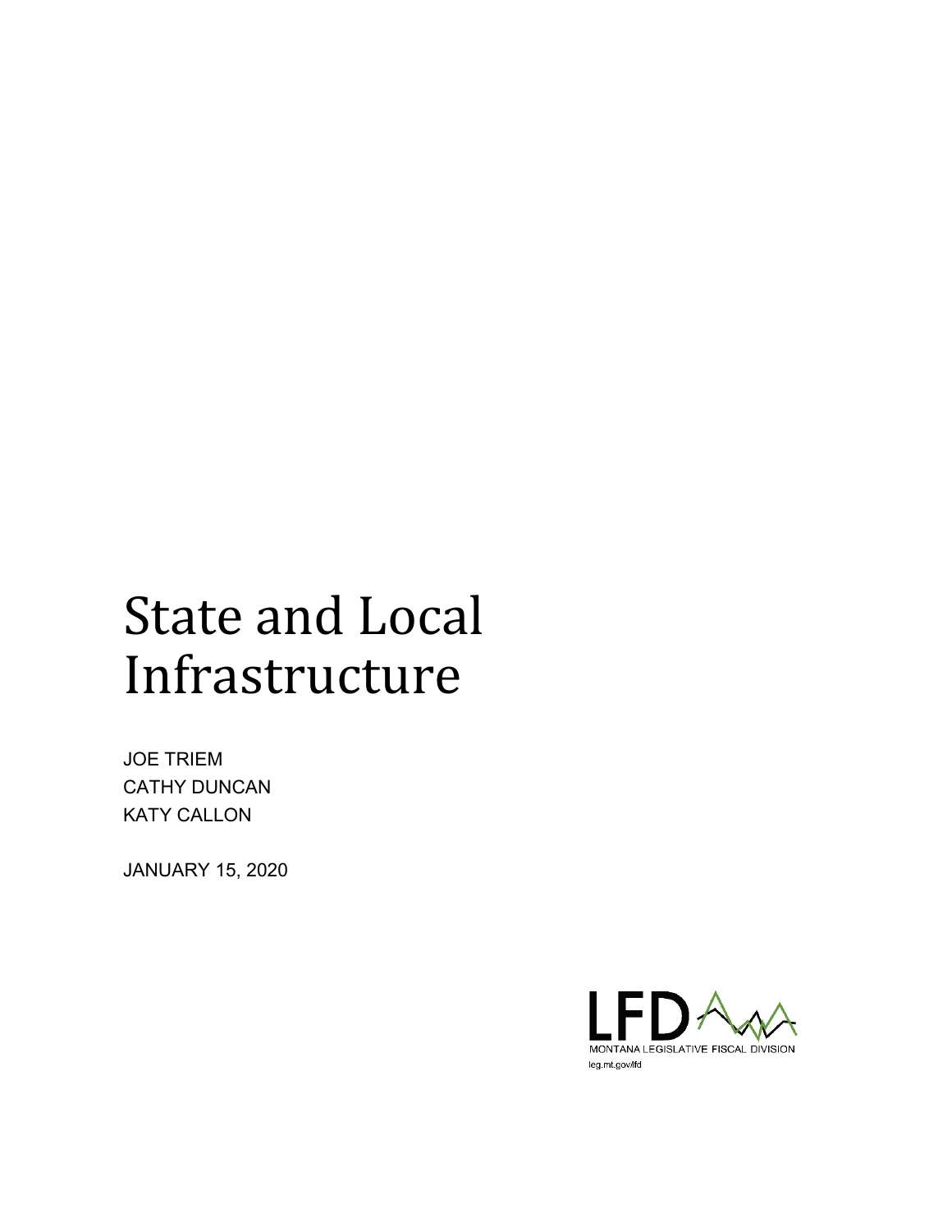# State and Local Infrastructure

JOE TRIEM
CATHY DUNCAN
KATY CALLON

JANUARY 15, 2020

LFD
MONTANA LEGISLATIVE FISCAL DIVISION
leg.mt.gov/lfd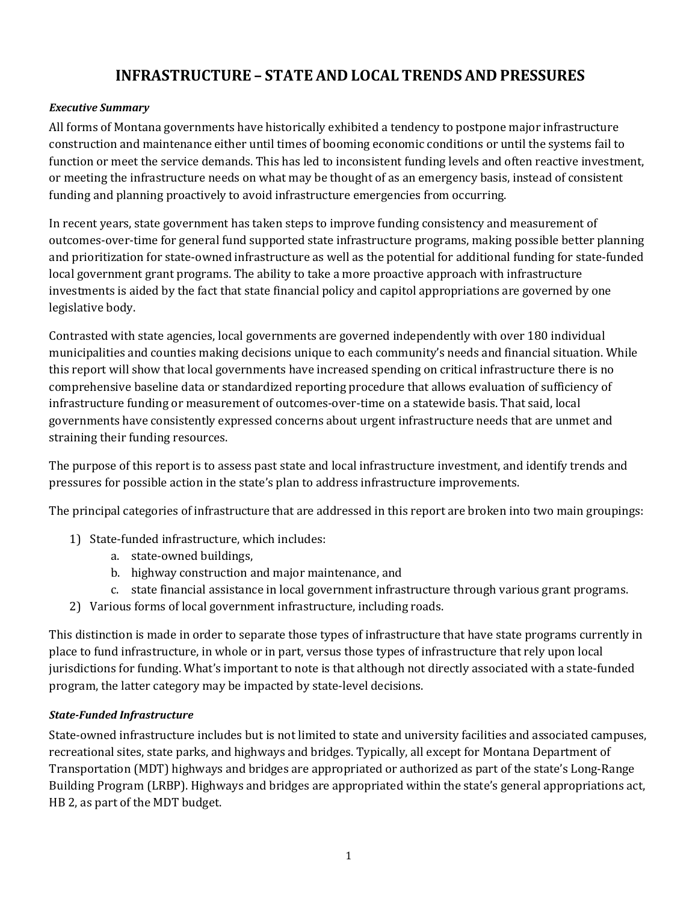# INFRASTRUCTURE – STATE AND LOCAL TRENDS AND PRESSURES

***Executive Summary***

All forms of Montana governments have historically exhibited a tendency to postpone major infrastructure construction and maintenance either until times of booming economic conditions or until the systems fail to function or meet the service demands. This has led to inconsistent funding levels and often reactive investment, or meeting the infrastructure needs on what may be thought of as an emergency basis, instead of consistent funding and planning proactively to avoid infrastructure emergencies from occurring.

In recent years, state government has taken steps to improve funding consistency and measurement of outcomes-over-time for general fund supported state infrastructure programs, making possible better planning and prioritization for state-owned infrastructure as well as the potential for additional funding for state-funded local government grant programs. The ability to take a more proactive approach with infrastructure investments is aided by the fact that state financial policy and capitol appropriations are governed by one legislative body.

Contrasted with state agencies, local governments are governed independently with over 180 individual municipalities and counties making decisions unique to each community's needs and financial situation. While this report will show that local governments have increased spending on critical infrastructure there is no comprehensive baseline data or standardized reporting procedure that allows evaluation of sufficiency of infrastructure funding or measurement of outcomes-over-time on a statewide basis. That said, local governments have consistently expressed concerns about urgent infrastructure needs that are unmet and straining their funding resources.

The purpose of this report is to assess past state and local infrastructure investment, and identify trends and pressures for possible action in the state's plan to address infrastructure improvements.

The principal categories of infrastructure that are addressed in this report are broken into two main groupings:

1) State-funded infrastructure, which includes:
   a. state-owned buildings,
   b. highway construction and major maintenance, and
   c. state financial assistance in local government infrastructure through various grant programs.
2) Various forms of local government infrastructure, including roads.

This distinction is made in order to separate those types of infrastructure that have state programs currently in place to fund infrastructure, in whole or in part, versus those types of infrastructure that rely upon local jurisdictions for funding. What's important to note is that although not directly associated with a state-funded program, the latter category may be impacted by state-level decisions.

***State-Funded Infrastructure***

State-owned infrastructure includes but is not limited to state and university facilities and associated campuses, recreational sites, state parks, and highways and bridges. Typically, all except for Montana Department of Transportation (MDT) highways and bridges are appropriated or authorized as part of the state's Long-Range Building Program (LRBP). Highways and bridges are appropriated within the state's general appropriations act, HB 2, as part of the MDT budget.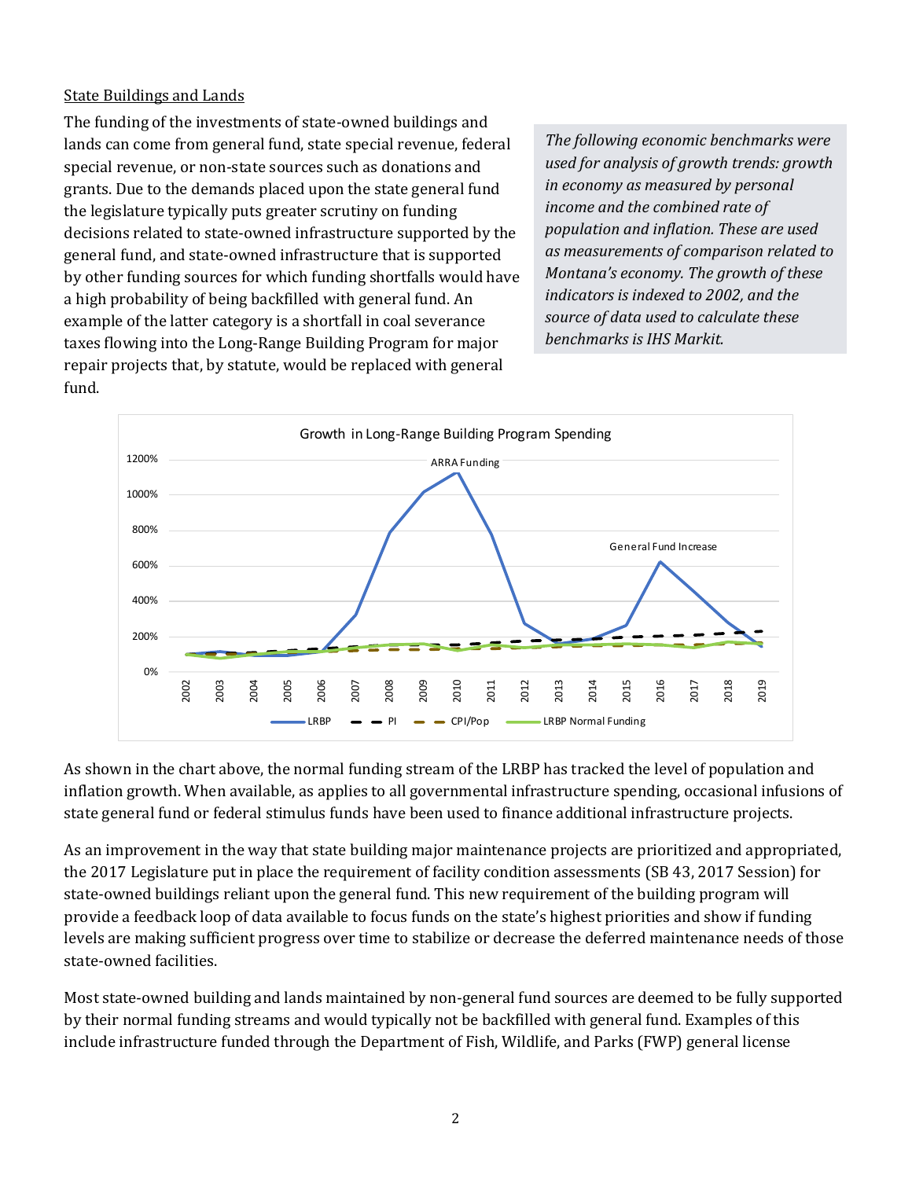State Buildings and Lands

The funding of the investments of state-owned buildings and lands can come from general fund, state special revenue, federal special revenue, or non-state sources such as donations and grants. Due to the demands placed upon the state general fund the legislature typically puts greater scrutiny on funding decisions related to state-owned infrastructure supported by the general fund, and state-owned infrastructure that is supported by other funding sources for which funding shortfalls would have a high probability of being backfilled with general fund. An example of the latter category is a shortfall in coal severance taxes flowing into the Long-Range Building Program for major repair projects that, by statute, would be replaced with general fund.

*The following economic benchmarks were used for analysis of growth trends: growth in economy as measured by personal income and the combined rate of population and inflation. These are used as measurements of comparison related to Montana's economy. The growth of these indicators is indexed to 2002, and the source of data used to calculate these benchmarks is IHS Markit.*

Growth in Long-Range Building Program Spending

As shown in the chart above, the normal funding stream of the LRBP has tracked the level of population and inflation growth. When available, as applies to all governmental infrastructure spending, occasional infusions of state general fund or federal stimulus funds have been used to finance additional infrastructure projects.

As an improvement in the way that state building major maintenance projects are prioritized and appropriated, the 2017 Legislature put in place the requirement of facility condition assessments (SB 43, 2017 Session) for state-owned buildings reliant upon the general fund. This new requirement of the building program will provide a feedback loop of data available to focus funds on the state's highest priorities and show if funding levels are making sufficient progress over time to stabilize or decrease the deferred maintenance needs of those state-owned facilities.

Most state-owned building and lands maintained by non-general fund sources are deemed to be fully supported by their normal funding streams and would typically not be backfilled with general fund. Examples of this include infrastructure funded through the Department of Fish, Wildlife, and Parks (FWP) general license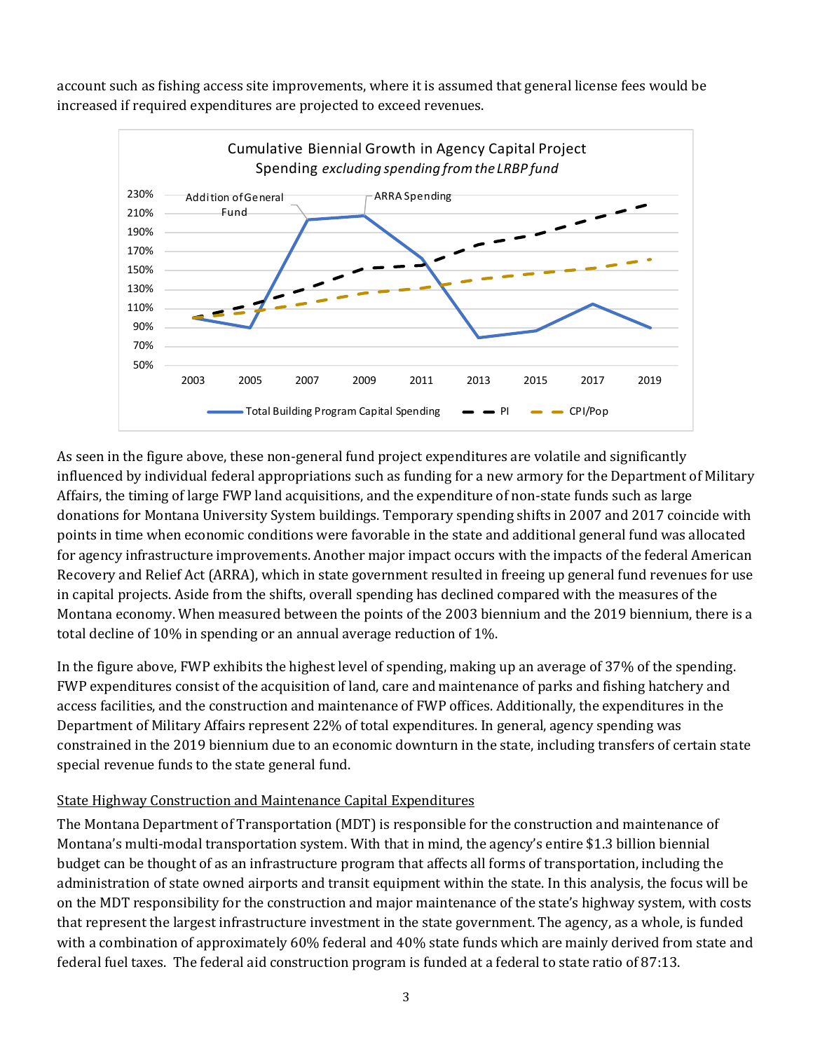account such as fishing access site improvements, where it is assumed that general license fees would be increased if required expenditures are projected to exceed revenues.

As seen in the figure above, these non-general fund project expenditures are volatile and significantly influenced by individual federal appropriations such as funding for a new armory for the Department of Military Affairs, the timing of large FWP land acquisitions, and the expenditure of non-state funds such as large donations for Montana University System buildings. Temporary spending shifts in 2007 and 2017 coincide with points in time when economic conditions were favorable in the state and additional general fund was allocated for agency infrastructure improvements. Another major impact occurs with the impacts of the federal American Recovery and Relief Act (ARRA), which in state government resulted in freeing up general fund revenues for use in capital projects. Aside from the shifts, overall spending has declined compared with the measures of the Montana economy. When measured between the points of the 2003 biennium and the 2019 biennium, there is a total decline of 10% in spending or an annual average reduction of 1%.

In the figure above, FWP exhibits the highest level of spending, making up an average of 37% of the spending. FWP expenditures consist of the acquisition of land, care and maintenance of parks and fishing hatchery and access facilities, and the construction and maintenance of FWP offices. Additionally, the expenditures in the Department of Military Affairs represent 22% of total expenditures. In general, agency spending was constrained in the 2019 biennium due to an economic downturn in the state, including transfers of certain state special revenue funds to the state general fund.

## State Highway Construction and Maintenance Capital Expenditures

The Montana Department of Transportation (MDT) is responsible for the construction and maintenance of Montana's multi-modal transportation system. With that in mind, the agency's entire $1.3 billion biennial budget can be thought of as an infrastructure program that affects all forms of transportation, including the administration of state owned airports and transit equipment within the state. In this analysis, the focus will be on the MDT responsibility for the construction and major maintenance of the state's highway system, with costs that represent the largest infrastructure investment in the state government. The agency, as a whole, is funded with a combination of approximately 60% federal and 40% state funds which are mainly derived from state and federal fuel taxes. The federal aid construction program is funded at a federal to state ratio of 87:13.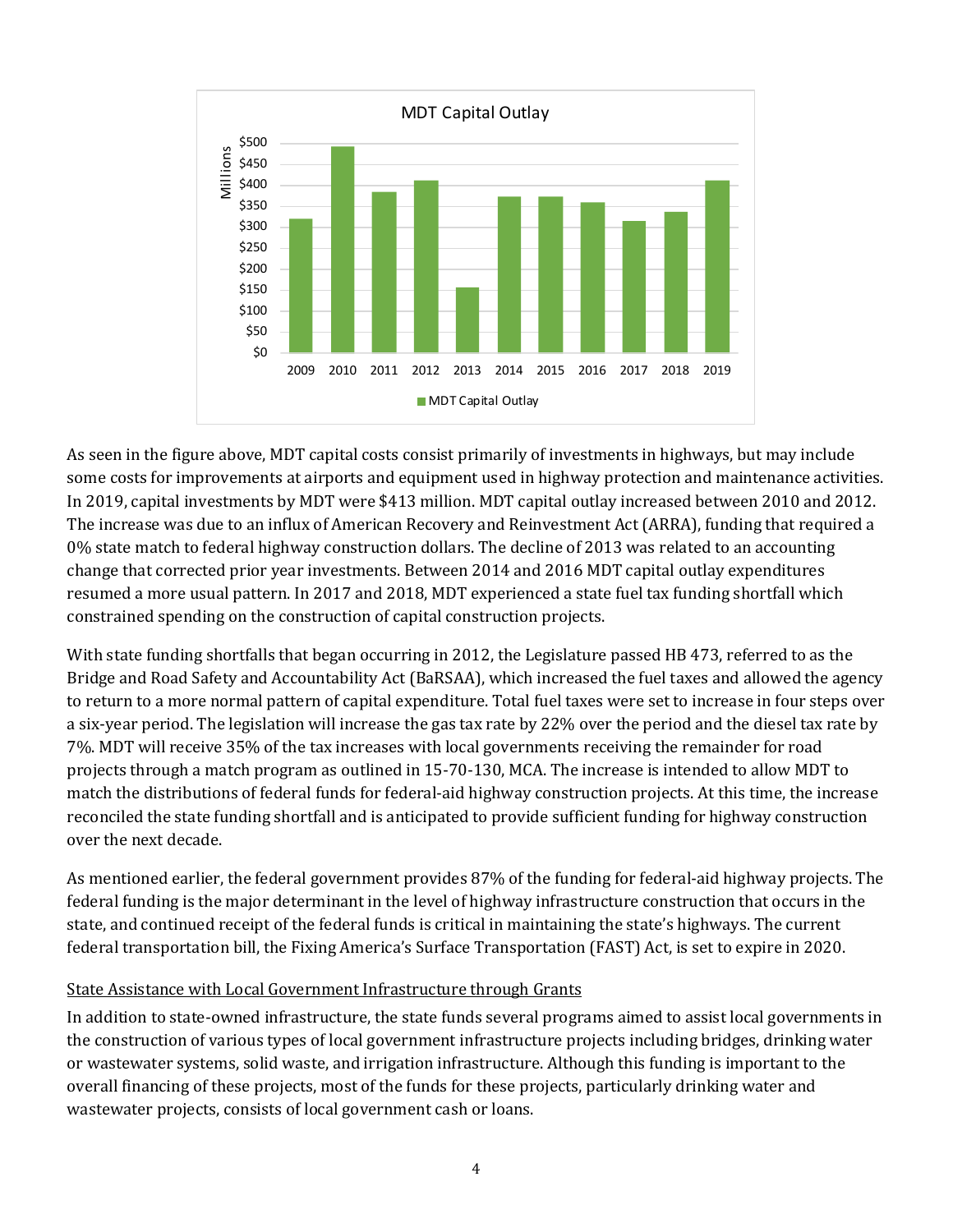MDT Capital Outlay

As seen in the figure above, MDT capital costs consist primarily of investments in highways, but may include some costs for improvements at airports and equipment used in highway protection and maintenance activities. In 2019, capital investments by MDT were $413 million. MDT capital outlay increased between 2010 and 2012. The increase was due to an influx of American Recovery and Reinvestment Act (ARRA), funding that required a 0% state match to federal highway construction dollars. The decline of 2013 was related to an accounting change that corrected prior year investments. Between 2014 and 2016 MDT capital outlay expenditures resumed a more usual pattern. In 2017 and 2018, MDT experienced a state fuel tax funding shortfall which constrained spending on the construction of capital construction projects.

With state funding shortfalls that began occurring in 2012, the Legislature passed HB 473, referred to as the Bridge and Road Safety and Accountability Act (BaRSAA), which increased the fuel taxes and allowed the agency to return to a more normal pattern of capital expenditure. Total fuel taxes were set to increase in four steps over a six-year period. The legislation will increase the gas tax rate by 22% over the period and the diesel tax rate by 7%. MDT will receive 35% of the tax increases with local governments receiving the remainder for road projects through a match program as outlined in 15-70-130, MCA. The increase is intended to allow MDT to match the distributions of federal funds for federal-aid highway construction projects. At this time, the increase reconciled the state funding shortfall and is anticipated to provide sufficient funding for highway construction over the next decade.

As mentioned earlier, the federal government provides 87% of the funding for federal-aid highway projects. The federal funding is the major determinant in the level of highway infrastructure construction that occurs in the state, and continued receipt of the federal funds is critical in maintaining the state's highways. The current federal transportation bill, the Fixing America's Surface Transportation (FAST) Act, is set to expire in 2020.

<u>State Assistance with Local Government Infrastructure through Grants</u>

In addition to state-owned infrastructure, the state funds several programs aimed to assist local governments in the construction of various types of local government infrastructure projects including bridges, drinking water or wastewater systems, solid waste, and irrigation infrastructure. Although this funding is important to the overall financing of these projects, most of the funds for these projects, particularly drinking water and wastewater projects, consists of local government cash or loans.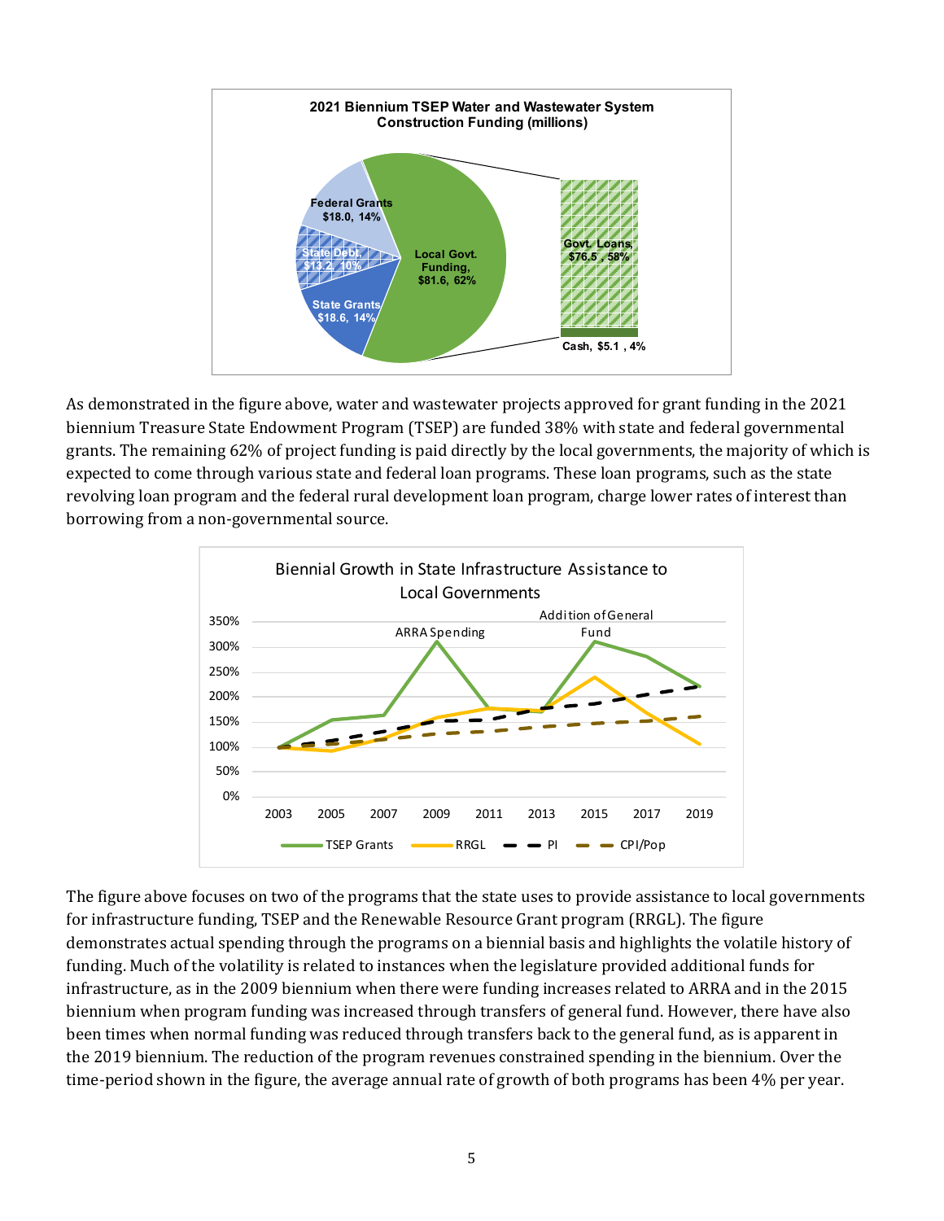As demonstrated in the figure above, water and wastewater projects approved for grant funding in the 2021 biennium Treasure State Endowment Program (TSEP) are funded 38% with state and federal governmental grants. The remaining 62% of project funding is paid directly by the local governments, the majority of which is expected to come through various state and federal loan programs. These loan programs, such as the state revolving loan program and the federal rural development loan program, charge lower rates of interest than borrowing from a non-governmental source.

The figure above focuses on two of the programs that the state uses to provide assistance to local governments for infrastructure funding, TSEP and the Renewable Resource Grant program (RRGL). The figure demonstrates actual spending through the programs on a biennial basis and highlights the volatile history of funding. Much of the volatility is related to instances when the legislature provided additional funds for infrastructure, as in the 2009 biennium when there were funding increases related to ARRA and in the 2015 biennium when program funding was increased through transfers of general fund. However, there have also been times when normal funding was reduced through transfers back to the general fund, as is apparent in the 2019 biennium. The reduction of the program revenues constrained spending in the biennium. Over the time-period shown in the figure, the average annual rate of growth of both programs has been 4% per year.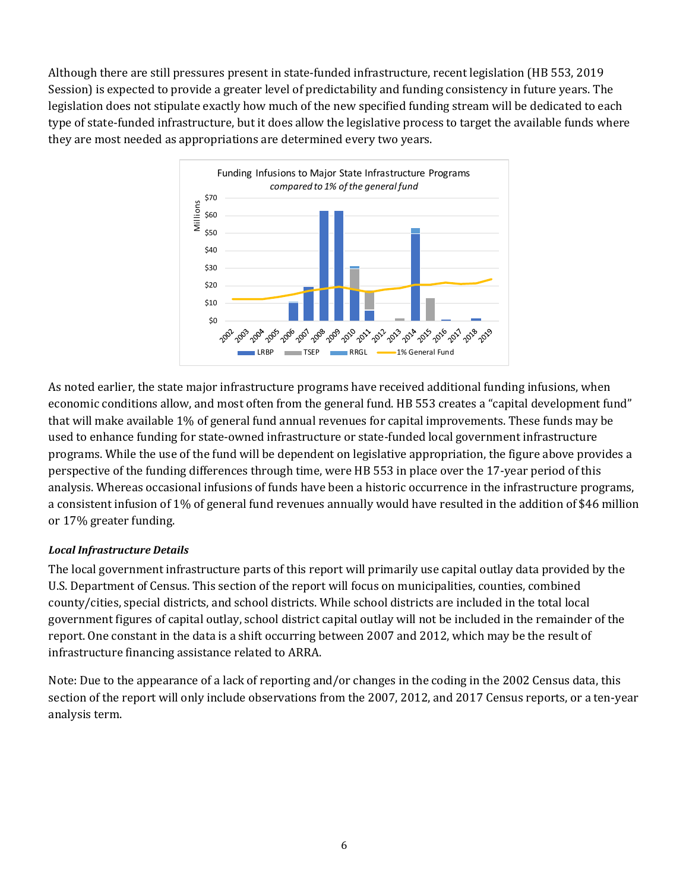Although there are still pressures present in state-funded infrastructure, recent legislation (HB 553, 2019 Session) is expected to provide a greater level of predictability and funding consistency in future years. The legislation does not stipulate exactly how much of the new specified funding stream will be dedicated to each type of state-funded infrastructure, but it does allow the legislative process to target the available funds where they are most needed as appropriations are determined every two years.

Funding Infusions to Major State Infrastructure Programs
*compared to 1% of the general fund*

As noted earlier, the state major infrastructure programs have received additional funding infusions, when economic conditions allow, and most often from the general fund. HB 553 creates a "capital development fund" that will make available 1% of general fund annual revenues for capital improvements. These funds may be used to enhance funding for state-owned infrastructure or state-funded local government infrastructure programs. While the use of the fund will be dependent on legislative appropriation, the figure above provides a perspective of the funding differences through time, were HB 553 in place over the 17-year period of this analysis. Whereas occasional infusions of funds have been a historic occurrence in the infrastructure programs, a consistent infusion of 1% of general fund revenues annually would have resulted in the addition of $46 million or 17% greater funding.

### *Local Infrastructure Details*

The local government infrastructure parts of this report will primarily use capital outlay data provided by the U.S. Department of Census. This section of the report will focus on municipalities, counties, combined county/cities, special districts, and school districts. While school districts are included in the total local government figures of capital outlay, school district capital outlay will not be included in the remainder of the report. One constant in the data is a shift occurring between 2007 and 2012, which may be the result of infrastructure financing assistance related to ARRA.

Note: Due to the appearance of a lack of reporting and/or changes in the coding in the 2002 Census data, this section of the report will only include observations from the 2007, 2012, and 2017 Census reports, or a ten-year analysis term.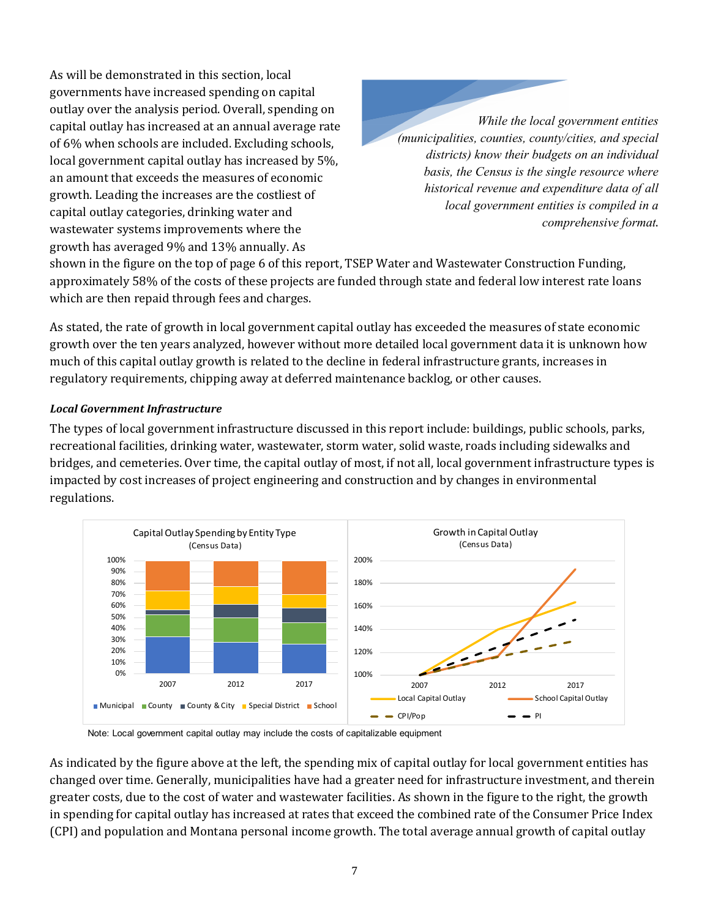As will be demonstrated in this section, local governments have increased spending on capital outlay over the analysis period. Overall, spending on capital outlay has increased at an annual average rate of 6% when schools are included. Excluding schools, local government capital outlay has increased by 5%, an amount that exceeds the measures of economic growth. Leading the increases are the costliest of capital outlay categories, drinking water and wastewater systems improvements where the growth has averaged 9% and 13% annually. As shown in the figure on the top of page 6 of this report, TSEP Water and Wastewater Construction Funding, approximately 58% of the costs of these projects are funded through state and federal low interest rate loans which are then repaid through fees and charges.

> *While the local government entities (municipalities, counties, county/cities, and special districts) know their budgets on an individual basis, the Census is the single resource where historical revenue and expenditure data of all local government entities is compiled in a comprehensive format.*

As stated, the rate of growth in local government capital outlay has exceeded the measures of state economic growth over the ten years analyzed, however without more detailed local government data it is unknown how much of this capital outlay growth is related to the decline in federal infrastructure grants, increases in regulatory requirements, chipping away at deferred maintenance backlog, or other causes.

***Local Government Infrastructure***

The types of local government infrastructure discussed in this report include: buildings, public schools, parks, recreational facilities, drinking water, wastewater, storm water, solid waste, roads including sidewalks and bridges, and cemeteries. Over time, the capital outlay of most, if not all, local government infrastructure types is impacted by cost increases of project engineering and construction and by changes in environmental regulations.

Capital Outlay Spending by Entity Type (Census Data)

Growth in Capital Outlay (Census Data)

Note: Local government capital outlay may include the costs of capitalizable equipment

As indicated by the figure above at the left, the spending mix of capital outlay for local government entities has changed over time. Generally, municipalities have had a greater need for infrastructure investment, and therein greater costs, due to the cost of water and wastewater facilities. As shown in the figure to the right, the growth in spending for capital outlay has increased at rates that exceed the combined rate of the Consumer Price Index (CPI) and population and Montana personal income growth. The total average annual growth of capital outlay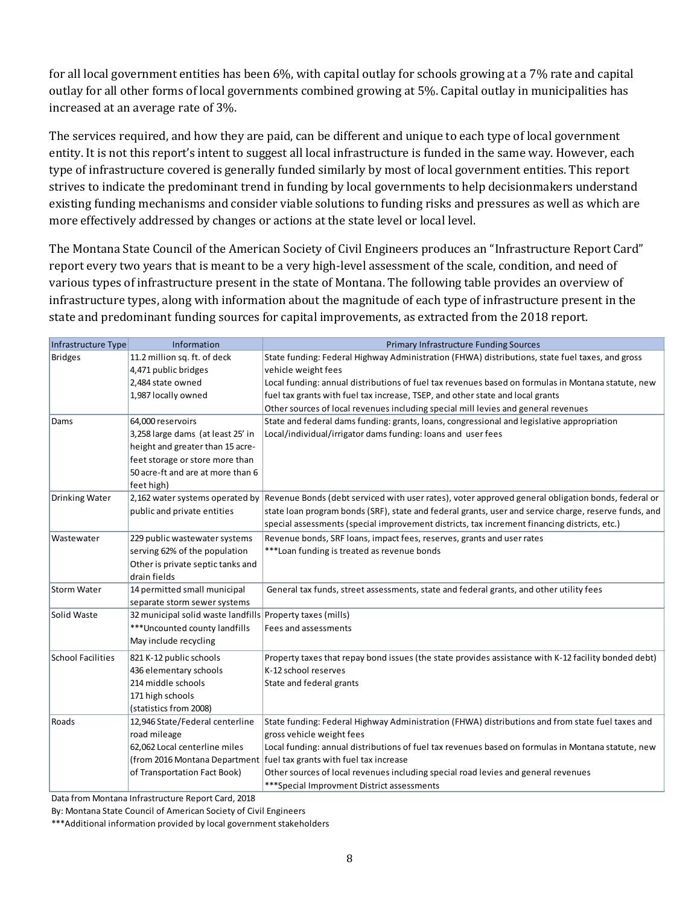for all local government entities has been 6%, with capital outlay for schools growing at a 7% rate and capital outlay for all other forms of local governments combined growing at 5%. Capital outlay in municipalities has increased at an average rate of 3%.

The services required, and how they are paid, can be different and unique to each type of local government entity. It is not this report's intent to suggest all local infrastructure is funded in the same way. However, each type of infrastructure covered is generally funded similarly by most of local government entities. This report strives to indicate the predominant trend in funding by local governments to help decisionmakers understand existing funding mechanisms and consider viable solutions to funding risks and pressures as well as which are more effectively addressed by changes or actions at the state level or local level.

The Montana State Council of the American Society of Civil Engineers produces an "Infrastructure Report Card" report every two years that is meant to be a very high-level assessment of the scale, condition, and need of various types of infrastructure present in the state of Montana. The following table provides an overview of infrastructure types, along with information about the magnitude of each type of infrastructure present in the state and predominant funding sources for capital improvements, as extracted from the 2018 report.

| Infrastructure Type | Information | Primary Infrastructure Funding Sources |
|---|---|---|
| Bridges | 11.2 million sq. ft. of deck<br>4,471 public bridges<br>2,484 state owned<br>1,987 locally owned | State funding: Federal Highway Administration (FHWA) distributions, state fuel taxes, and gross vehicle weight fees<br>Local funding: annual distributions of fuel tax revenues based on formulas in Montana statute, new fuel tax grants with fuel tax increase, TSEP, and other state and local grants<br>Other sources of local revenues including special mill levies and general revenues |
| Dams | 64,000 reservoirs<br>3,258 large dams (at least 25' in height and greater than 15 acre-feet storage or store more than 50 acre-ft and are at more than 6 feet high) | State and federal dams funding: grants, loans, congressional and legislative appropriation<br>Local/individual/irrigator dams funding: loans and user fees |
| Drinking Water | 2,162 water systems operated by public and private entities | Revenue Bonds (debt serviced with user rates), voter approved general obligation bonds, federal or state loan program bonds (SRF), state and federal grants, user and service charge, reserve funds, and special assessments (special improvement districts, tax increment financing districts, etc.) |
| Wastewater | 229 public wastewater systems serving 62% of the population<br>Other is private septic tanks and drain fields | Revenue bonds, SRF loans, impact fees, reserves, grants and user rates<br>***Loan funding is treated as revenue bonds |
| Storm Water | 14 permitted small municipal separate storm sewer systems | General tax funds, street assessments, state and federal grants, and other utility fees |
| Solid Waste | 32 municipal solid waste landfills<br>***Uncounted county landfills<br>May include recycling | Property taxes (mills)<br>Fees and assessments |
| School Facilities | 821 K-12 public schools<br>436 elementary schools<br>214 middle schools<br>171 high schools<br>(statistics from 2008) | Property taxes that repay bond issues (the state provides assistance with K-12 facility bonded debt)<br>K-12 school reserves<br>State and federal grants |
| Roads | 12,946 State/Federal centerline road mileage<br>62,062 Local centerline miles<br>(from 2016 Montana Department of Transportation Fact Book) | State funding: Federal Highway Administration (FHWA) distributions and from state fuel taxes and gross vehicle weight fees<br>Local funding: annual distributions of fuel tax revenues based on formulas in Montana statute, new fuel tax grants with fuel tax increase<br>Other sources of local revenues including special road levies and general revenues<br>***Special Improvment District assessments |

Data from Montana Infrastructure Report Card, 2018

By: Montana State Council of American Society of Civil Engineers

***Additional information provided by local government stakeholders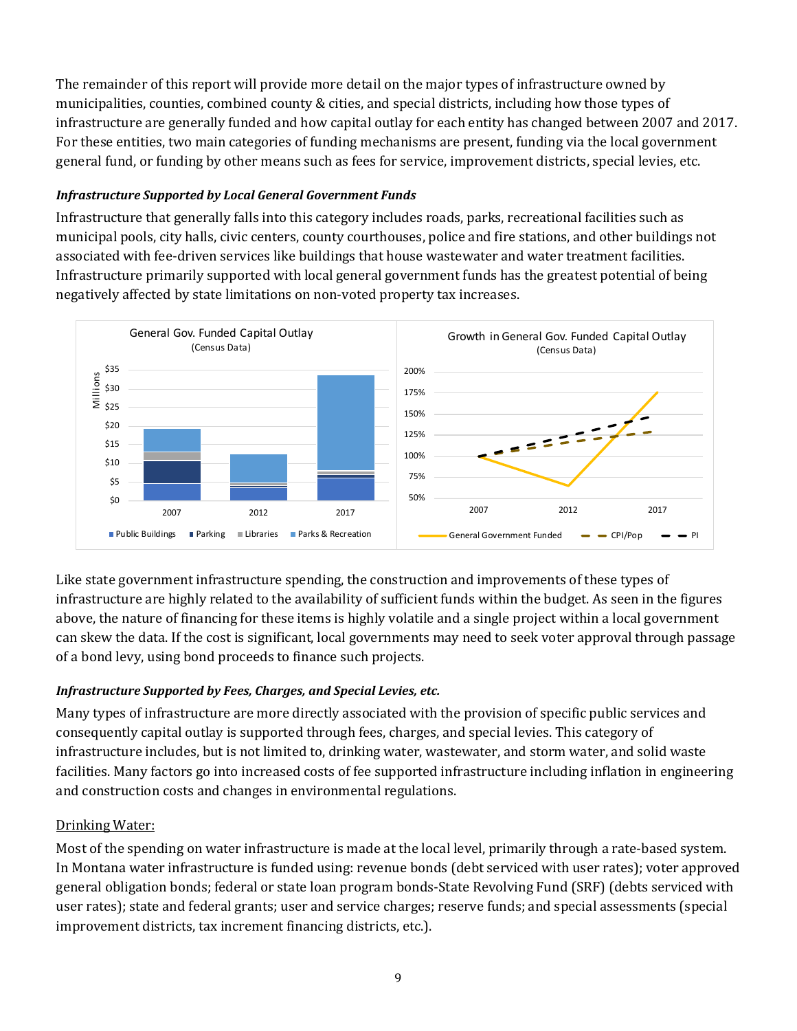The remainder of this report will provide more detail on the major types of infrastructure owned by municipalities, counties, combined county & cities, and special districts, including how those types of infrastructure are generally funded and how capital outlay for each entity has changed between 2007 and 2017. For these entities, two main categories of funding mechanisms are present, funding via the local government general fund, or funding by other means such as fees for service, improvement districts, special levies, etc.

***Infrastructure Supported by Local General Government Funds***

Infrastructure that generally falls into this category includes roads, parks, recreational facilities such as municipal pools, city halls, civic centers, county courthouses, police and fire stations, and other buildings not associated with fee-driven services like buildings that house wastewater and water treatment facilities. Infrastructure primarily supported with local general government funds has the greatest potential of being negatively affected by state limitations on non-voted property tax increases.

Like state government infrastructure spending, the construction and improvements of these types of infrastructure are highly related to the availability of sufficient funds within the budget. As seen in the figures above, the nature of financing for these items is highly volatile and a single project within a local government can skew the data. If the cost is significant, local governments may need to seek voter approval through passage of a bond levy, using bond proceeds to finance such projects.

***Infrastructure Supported by Fees, Charges, and Special Levies, etc.***

Many types of infrastructure are more directly associated with the provision of specific public services and consequently capital outlay is supported through fees, charges, and special levies. This category of infrastructure includes, but is not limited to, drinking water, wastewater, and storm water, and solid waste facilities. Many factors go into increased costs of fee supported infrastructure including inflation in engineering and construction costs and changes in environmental regulations.

<u>Drinking Water:</u>

Most of the spending on water infrastructure is made at the local level, primarily through a rate-based system. In Montana water infrastructure is funded using: revenue bonds (debt serviced with user rates); voter approved general obligation bonds; federal or state loan program bonds-State Revolving Fund (SRF) (debts serviced with user rates); state and federal grants; user and service charges; reserve funds; and special assessments (special improvement districts, tax increment financing districts, etc.).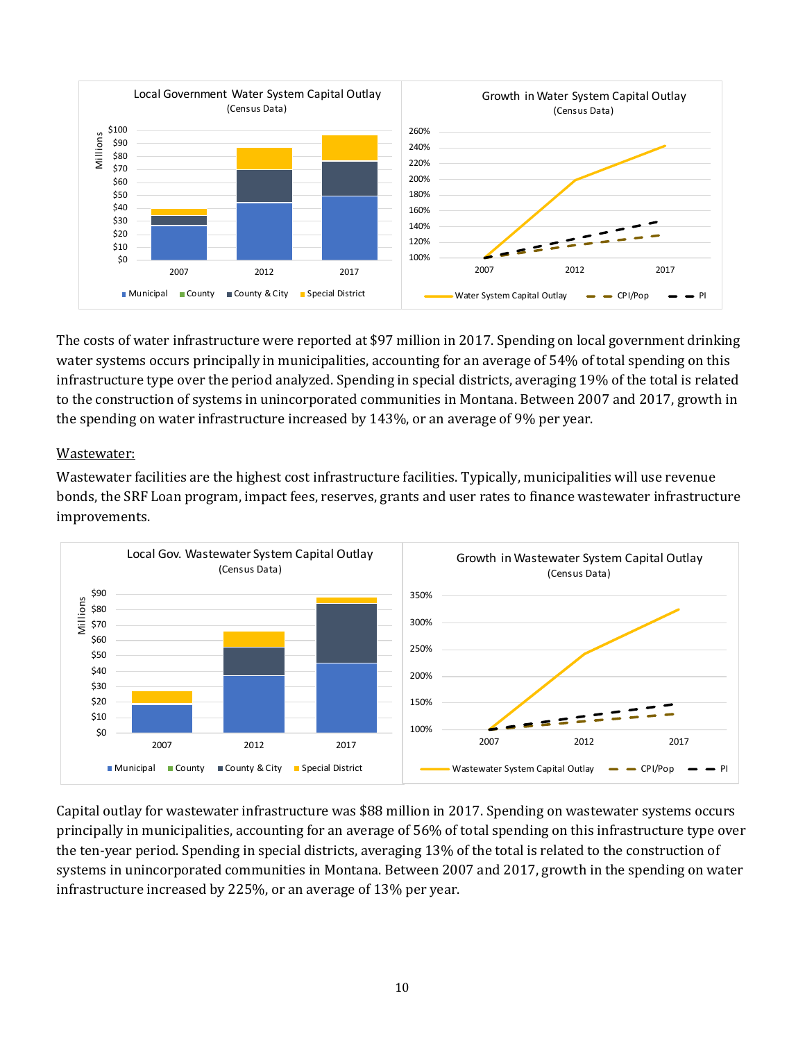The costs of water infrastructure were reported at $97 million in 2017. Spending on local government drinking water systems occurs principally in municipalities, accounting for an average of 54% of total spending on this infrastructure type over the period analyzed. Spending in special districts, averaging 19% of the total is related to the construction of systems in unincorporated communities in Montana. Between 2007 and 2017, growth in the spending on water infrastructure increased by 143%, or an average of 9% per year.

Wastewater:

Wastewater facilities are the highest cost infrastructure facilities. Typically, municipalities will use revenue bonds, the SRF Loan program, impact fees, reserves, grants and user rates to finance wastewater infrastructure improvements.

Capital outlay for wastewater infrastructure was $88 million in 2017. Spending on wastewater systems occurs principally in municipalities, accounting for an average of 56% of total spending on this infrastructure type over the ten-year period. Spending in special districts, averaging 13% of the total is related to the construction of systems in unincorporated communities in Montana. Between 2007 and 2017, growth in the spending on water infrastructure increased by 225%, or an average of 13% per year.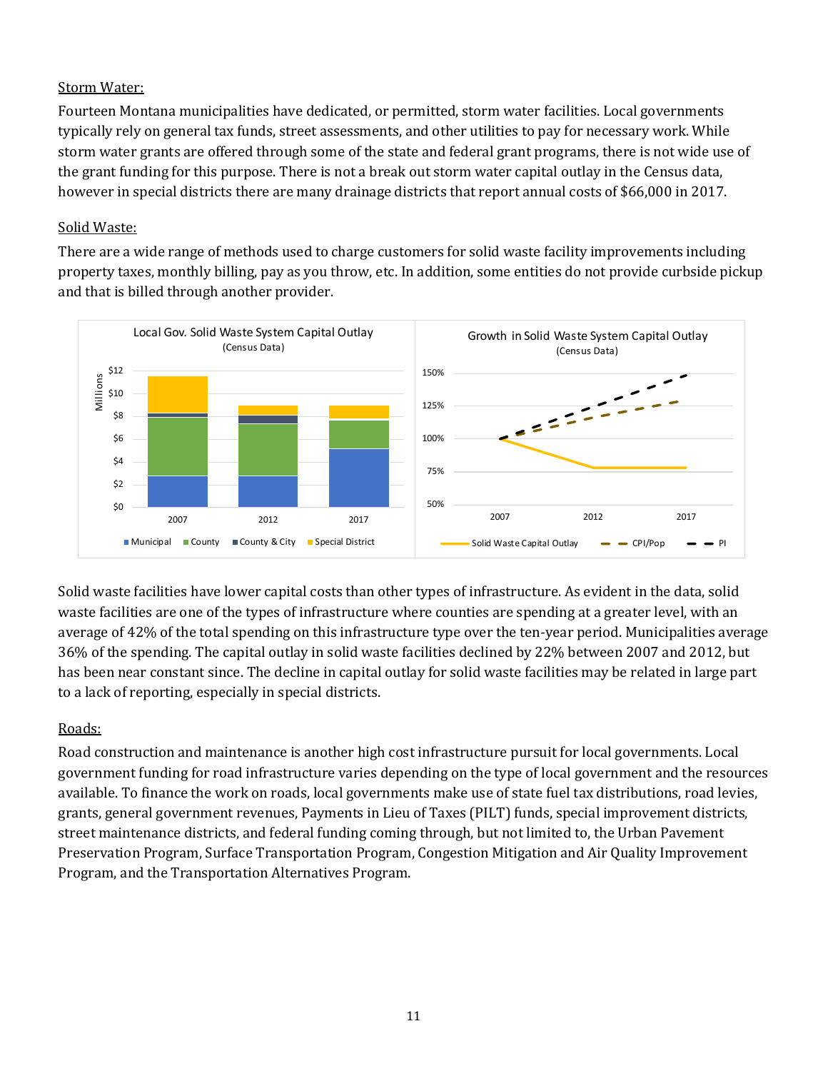Storm Water:

Fourteen Montana municipalities have dedicated, or permitted, storm water facilities. Local governments typically rely on general tax funds, street assessments, and other utilities to pay for necessary work. While storm water grants are offered through some of the state and federal grant programs, there is not wide use of the grant funding for this purpose. There is not a break out storm water capital outlay in the Census data, however in special districts there are many drainage districts that report annual costs of $66,000 in 2017.

Solid Waste:

There are a wide range of methods used to charge customers for solid waste facility improvements including property taxes, monthly billing, pay as you throw, etc. In addition, some entities do not provide curbside pickup and that is billed through another provider.

Solid waste facilities have lower capital costs than other types of infrastructure. As evident in the data, solid waste facilities are one of the types of infrastructure where counties are spending at a greater level, with an average of 42% of the total spending on this infrastructure type over the ten-year period. Municipalities average 36% of the spending. The capital outlay in solid waste facilities declined by 22% between 2007 and 2012, but has been near constant since. The decline in capital outlay for solid waste facilities may be related in large part to a lack of reporting, especially in special districts.

Roads:

Road construction and maintenance is another high cost infrastructure pursuit for local governments. Local government funding for road infrastructure varies depending on the type of local government and the resources available. To finance the work on roads, local governments make use of state fuel tax distributions, road levies, grants, general government revenues, Payments in Lieu of Taxes (PILT) funds, special improvement districts, street maintenance districts, and federal funding coming through, but not limited to, the Urban Pavement Preservation Program, Surface Transportation Program, Congestion Mitigation and Air Quality Improvement Program, and the Transportation Alternatives Program.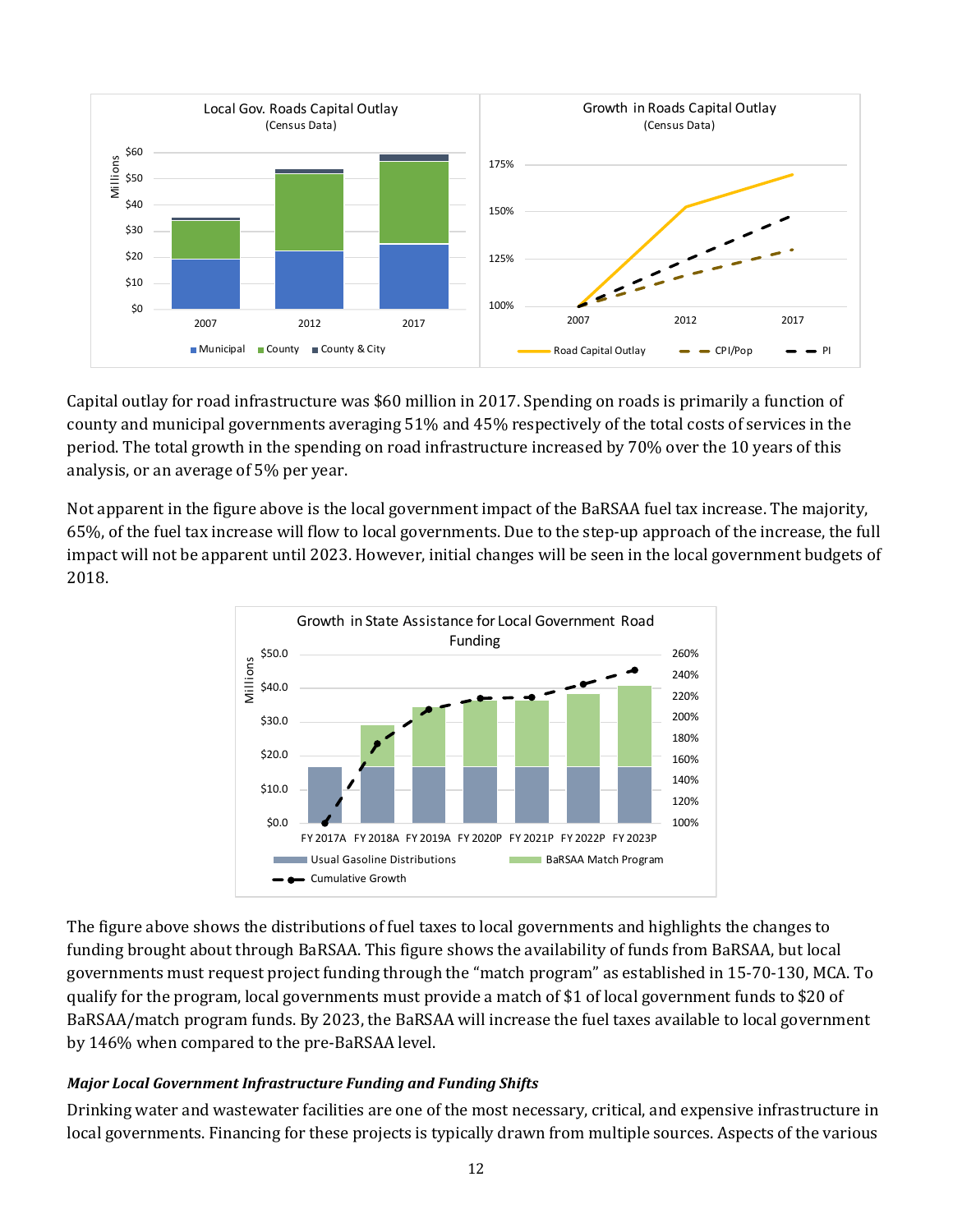Capital outlay for road infrastructure was $60 million in 2017. Spending on roads is primarily a function of county and municipal governments averaging 51% and 45% respectively of the total costs of services in the period. The total growth in the spending on road infrastructure increased by 70% over the 10 years of this analysis, or an average of 5% per year.

Not apparent in the figure above is the local government impact of the BaRSAA fuel tax increase. The majority, 65%, of the fuel tax increase will flow to local governments. Due to the step-up approach of the increase, the full impact will not be apparent until 2023. However, initial changes will be seen in the local government budgets of 2018.

The figure above shows the distributions of fuel taxes to local governments and highlights the changes to funding brought about through BaRSAA. This figure shows the availability of funds from BaRSAA, but local governments must request project funding through the "match program" as established in 15-70-130, MCA. To qualify for the program, local governments must provide a match of $1 of local government funds to $20 of BaRSAA/match program funds. By 2023, the BaRSAA will increase the fuel taxes available to local government by 146% when compared to the pre-BaRSAA level.

### *Major Local Government Infrastructure Funding and Funding Shifts*

Drinking water and wastewater facilities are one of the most necessary, critical, and expensive infrastructure in local governments. Financing for these projects is typically drawn from multiple sources. Aspects of the various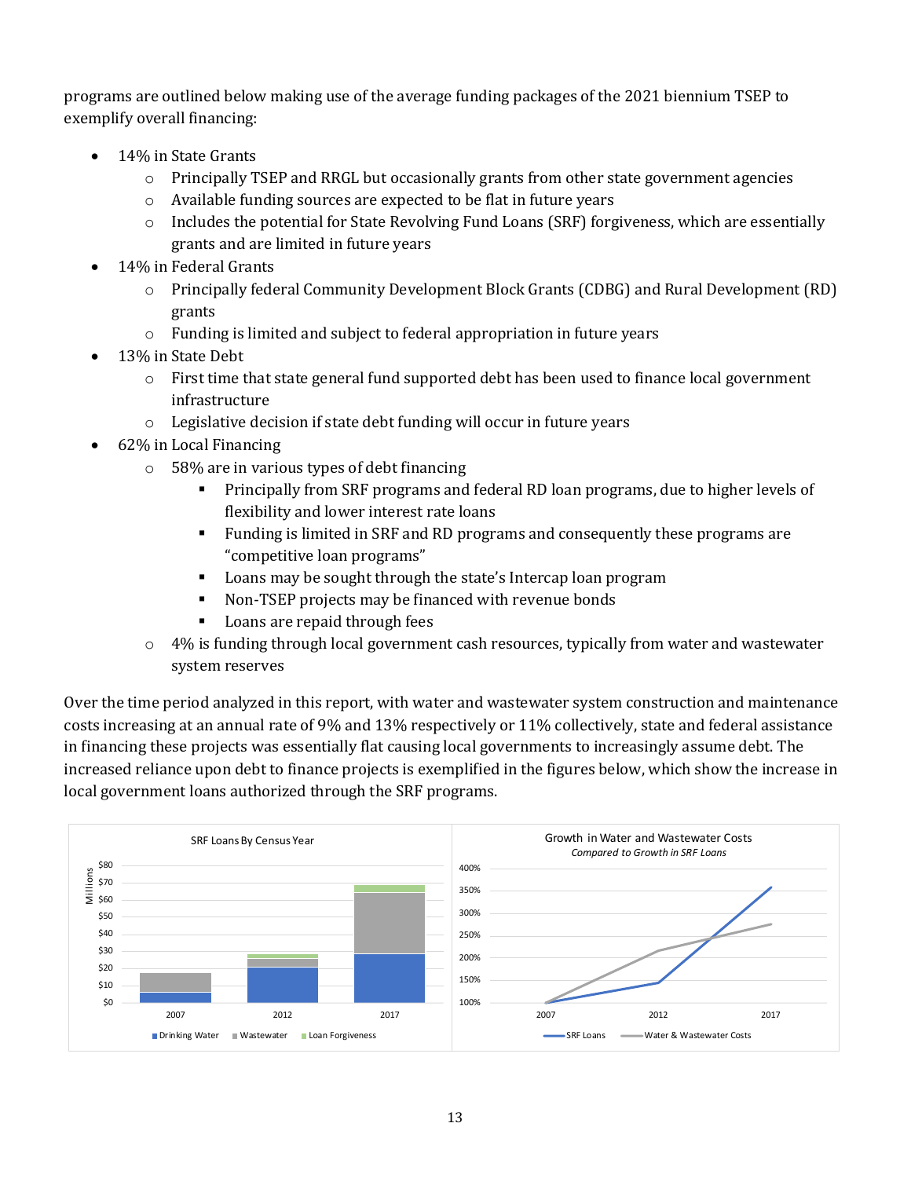programs are outlined below making use of the average funding packages of the 2021 biennium TSEP to exemplify overall financing:

- 14% in State Grants
  - Principally TSEP and RRGL but occasionally grants from other state government agencies
  - Available funding sources are expected to be flat in future years
  - Includes the potential for State Revolving Fund Loans (SRF) forgiveness, which are essentially grants and are limited in future years
- 14% in Federal Grants
  - Principally federal Community Development Block Grants (CDBG) and Rural Development (RD) grants
  - Funding is limited and subject to federal appropriation in future years
- 13% in State Debt
  - First time that state general fund supported debt has been used to finance local government infrastructure
  - Legislative decision if state debt funding will occur in future years
- 62% in Local Financing
  - 58% are in various types of debt financing
    - Principally from SRF programs and federal RD loan programs, due to higher levels of flexibility and lower interest rate loans
    - Funding is limited in SRF and RD programs and consequently these programs are "competitive loan programs"
    - Loans may be sought through the state's Intercap loan program
    - Non-TSEP projects may be financed with revenue bonds
    - Loans are repaid through fees
  - 4% is funding through local government cash resources, typically from water and wastewater system reserves

Over the time period analyzed in this report, with water and wastewater system construction and maintenance costs increasing at an annual rate of 9% and 13% respectively or 11% collectively, state and federal assistance in financing these projects was essentially flat causing local governments to increasingly assume debt. The increased reliance upon debt to finance projects is exemplified in the figures below, which show the increase in local government loans authorized through the SRF programs.

SRF Loans By Census Year

Growth in Water and Wastewater Costs
*Compared to Growth in SRF Loans*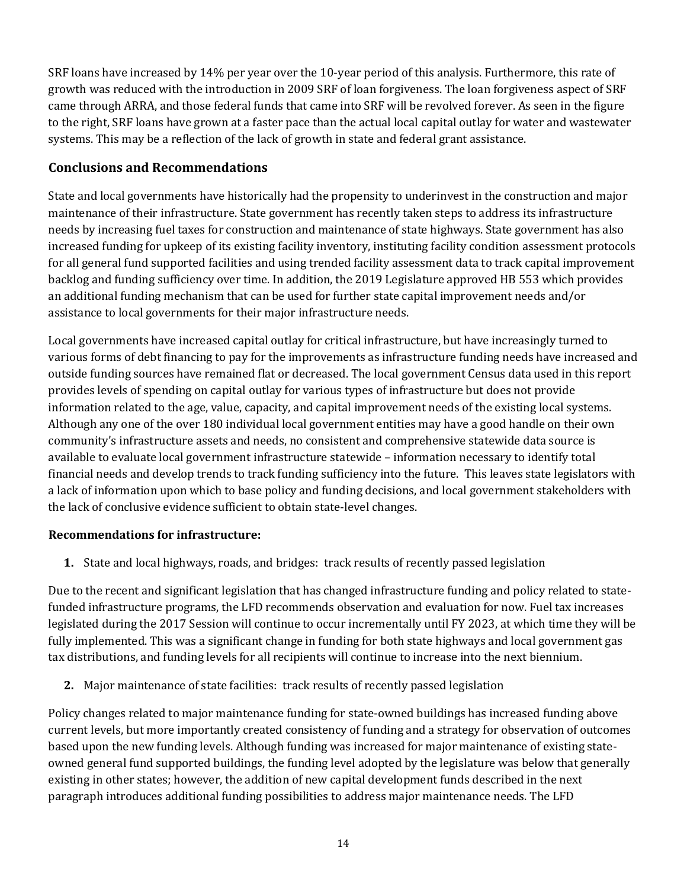SRF loans have increased by 14% per year over the 10-year period of this analysis. Furthermore, this rate of growth was reduced with the introduction in 2009 SRF of loan forgiveness. The loan forgiveness aspect of SRF came through ARRA, and those federal funds that came into SRF will be revolved forever. As seen in the figure to the right, SRF loans have grown at a faster pace than the actual local capital outlay for water and wastewater systems. This may be a reflection of the lack of growth in state and federal grant assistance.

## Conclusions and Recommendations

State and local governments have historically had the propensity to underinvest in the construction and major maintenance of their infrastructure. State government has recently taken steps to address its infrastructure needs by increasing fuel taxes for construction and maintenance of state highways. State government has also increased funding for upkeep of its existing facility inventory, instituting facility condition assessment protocols for all general fund supported facilities and using trended facility assessment data to track capital improvement backlog and funding sufficiency over time. In addition, the 2019 Legislature approved HB 553 which provides an additional funding mechanism that can be used for further state capital improvement needs and/or assistance to local governments for their major infrastructure needs.

Local governments have increased capital outlay for critical infrastructure, but have increasingly turned to various forms of debt financing to pay for the improvements as infrastructure funding needs have increased and outside funding sources have remained flat or decreased. The local government Census data used in this report provides levels of spending on capital outlay for various types of infrastructure but does not provide information related to the age, value, capacity, and capital improvement needs of the existing local systems. Although any one of the over 180 individual local government entities may have a good handle on their own community's infrastructure assets and needs, no consistent and comprehensive statewide data source is available to evaluate local government infrastructure statewide – information necessary to identify total financial needs and develop trends to track funding sufficiency into the future. This leaves state legislators with a lack of information upon which to base policy and funding decisions, and local government stakeholders with the lack of conclusive evidence sufficient to obtain state-level changes.

### Recommendations for infrastructure:

1. State and local highways, roads, and bridges: track results of recently passed legislation

Due to the recent and significant legislation that has changed infrastructure funding and policy related to state-funded infrastructure programs, the LFD recommends observation and evaluation for now. Fuel tax increases legislated during the 2017 Session will continue to occur incrementally until FY 2023, at which time they will be fully implemented. This was a significant change in funding for both state highways and local government gas tax distributions, and funding levels for all recipients will continue to increase into the next biennium.

2. Major maintenance of state facilities: track results of recently passed legislation

Policy changes related to major maintenance funding for state-owned buildings has increased funding above current levels, but more importantly created consistency of funding and a strategy for observation of outcomes based upon the new funding levels. Although funding was increased for major maintenance of existing state-owned general fund supported buildings, the funding level adopted by the legislature was below that generally existing in other states; however, the addition of new capital development funds described in the next paragraph introduces additional funding possibilities to address major maintenance needs. The LFD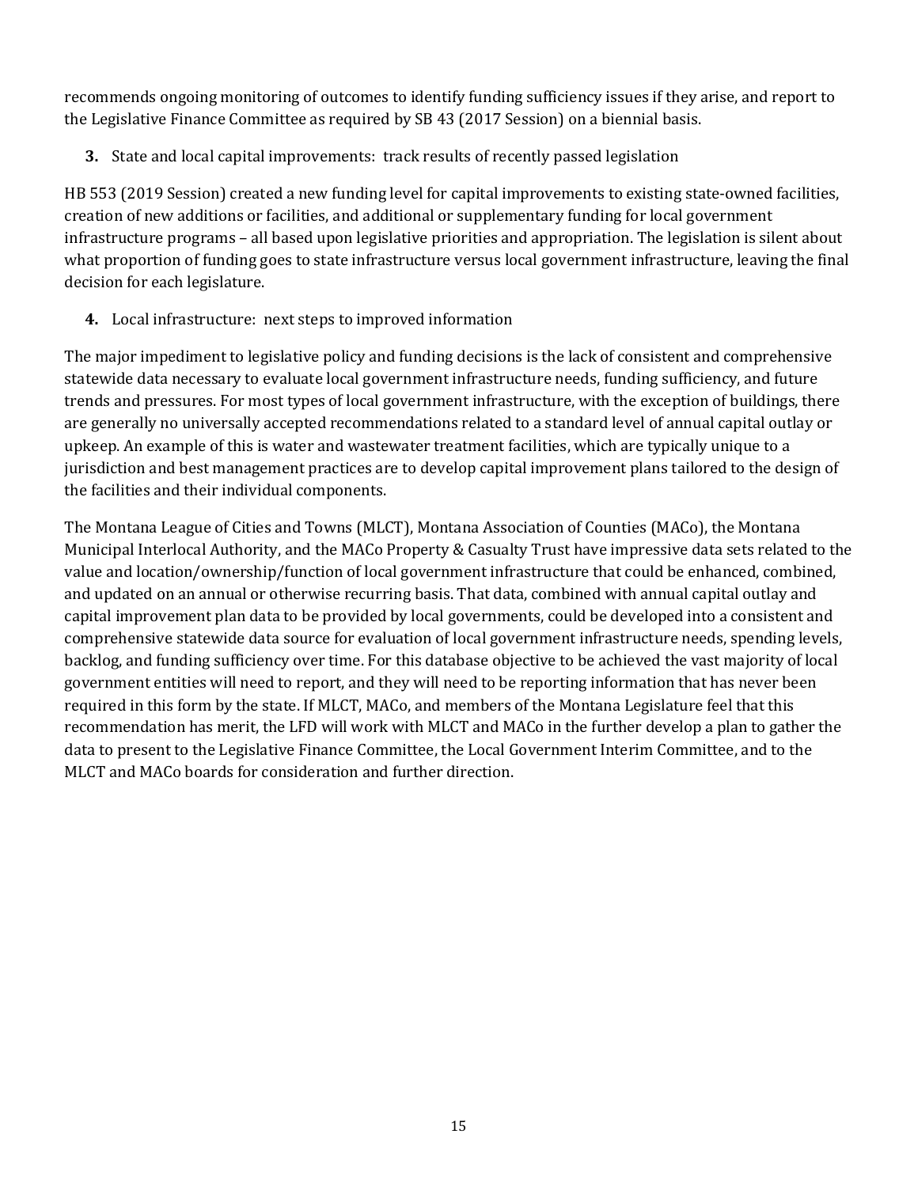recommends ongoing monitoring of outcomes to identify funding sufficiency issues if they arise, and report to the Legislative Finance Committee as required by SB 43 (2017 Session) on a biennial basis.

**3.** State and local capital improvements: track results of recently passed legislation

HB 553 (2019 Session) created a new funding level for capital improvements to existing state-owned facilities, creation of new additions or facilities, and additional or supplementary funding for local government infrastructure programs – all based upon legislative priorities and appropriation. The legislation is silent about what proportion of funding goes to state infrastructure versus local government infrastructure, leaving the final decision for each legislature.

**4.** Local infrastructure: next steps to improved information

The major impediment to legislative policy and funding decisions is the lack of consistent and comprehensive statewide data necessary to evaluate local government infrastructure needs, funding sufficiency, and future trends and pressures. For most types of local government infrastructure, with the exception of buildings, there are generally no universally accepted recommendations related to a standard level of annual capital outlay or upkeep. An example of this is water and wastewater treatment facilities, which are typically unique to a jurisdiction and best management practices are to develop capital improvement plans tailored to the design of the facilities and their individual components.

The Montana League of Cities and Towns (MLCT), Montana Association of Counties (MACo), the Montana Municipal Interlocal Authority, and the MACo Property & Casualty Trust have impressive data sets related to the value and location/ownership/function of local government infrastructure that could be enhanced, combined, and updated on an annual or otherwise recurring basis. That data, combined with annual capital outlay and capital improvement plan data to be provided by local governments, could be developed into a consistent and comprehensive statewide data source for evaluation of local government infrastructure needs, spending levels, backlog, and funding sufficiency over time. For this database objective to be achieved the vast majority of local government entities will need to report, and they will need to be reporting information that has never been required in this form by the state. If MLCT, MACo, and members of the Montana Legislature feel that this recommendation has merit, the LFD will work with MLCT and MACo in the further develop a plan to gather the data to present to the Legislative Finance Committee, the Local Government Interim Committee, and to the MLCT and MACo boards for consideration and further direction.